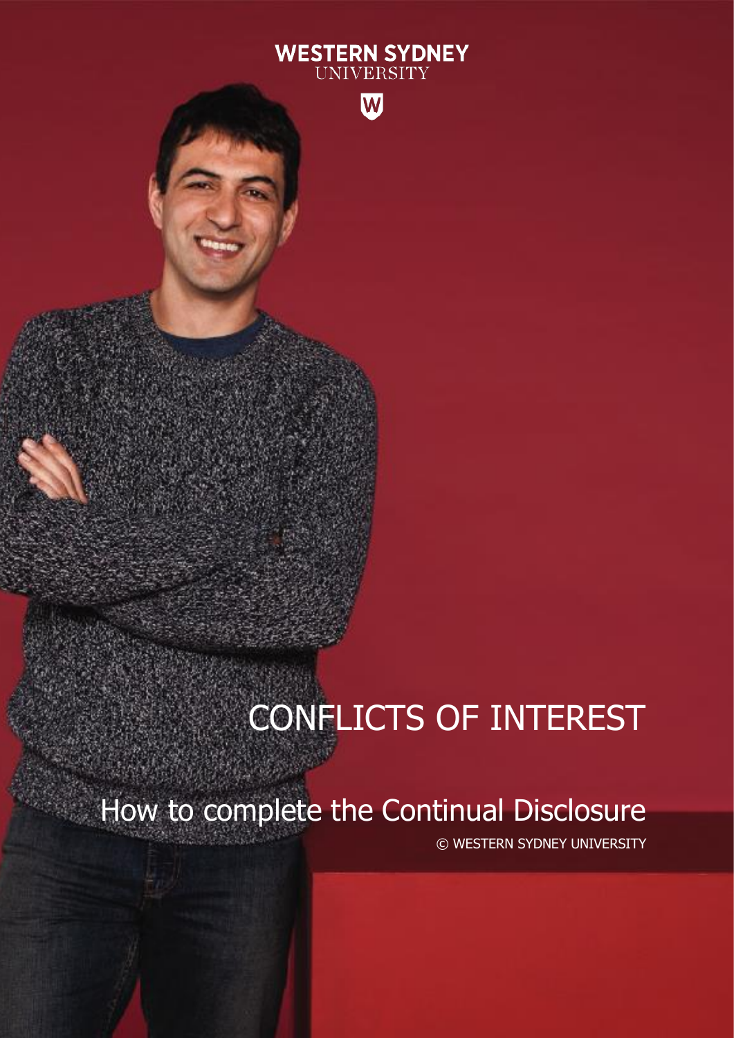WESTERN SYDNEY
UNIVERSITY

# CONFLICTS OF INTEREST

## How to complete the Continual Disclosure

© WESTERN SYDNEY UNIVERSITY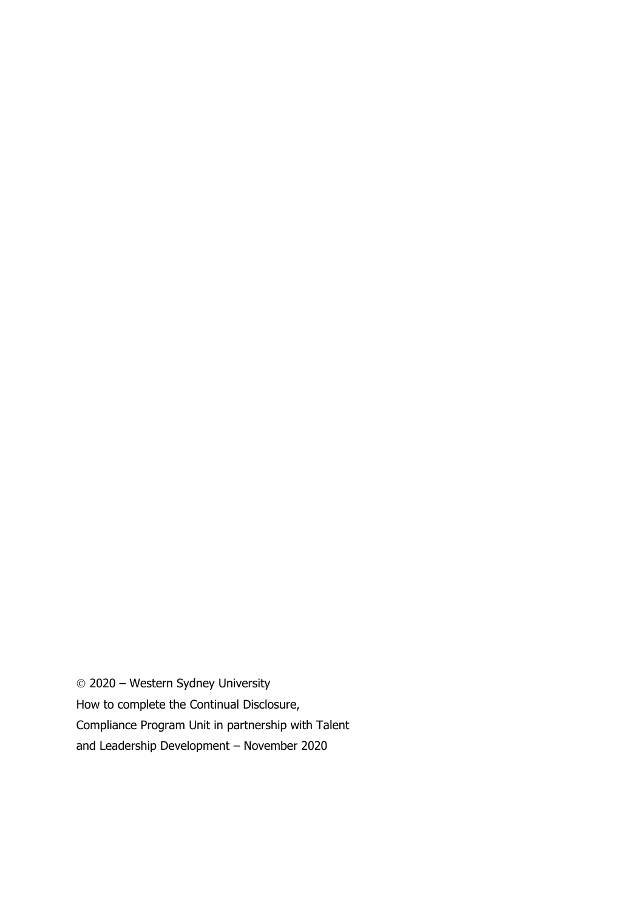© 2020 – Western Sydney University
How to complete the Continual Disclosure,
Compliance Program Unit in partnership with Talent
and Leadership Development – November 2020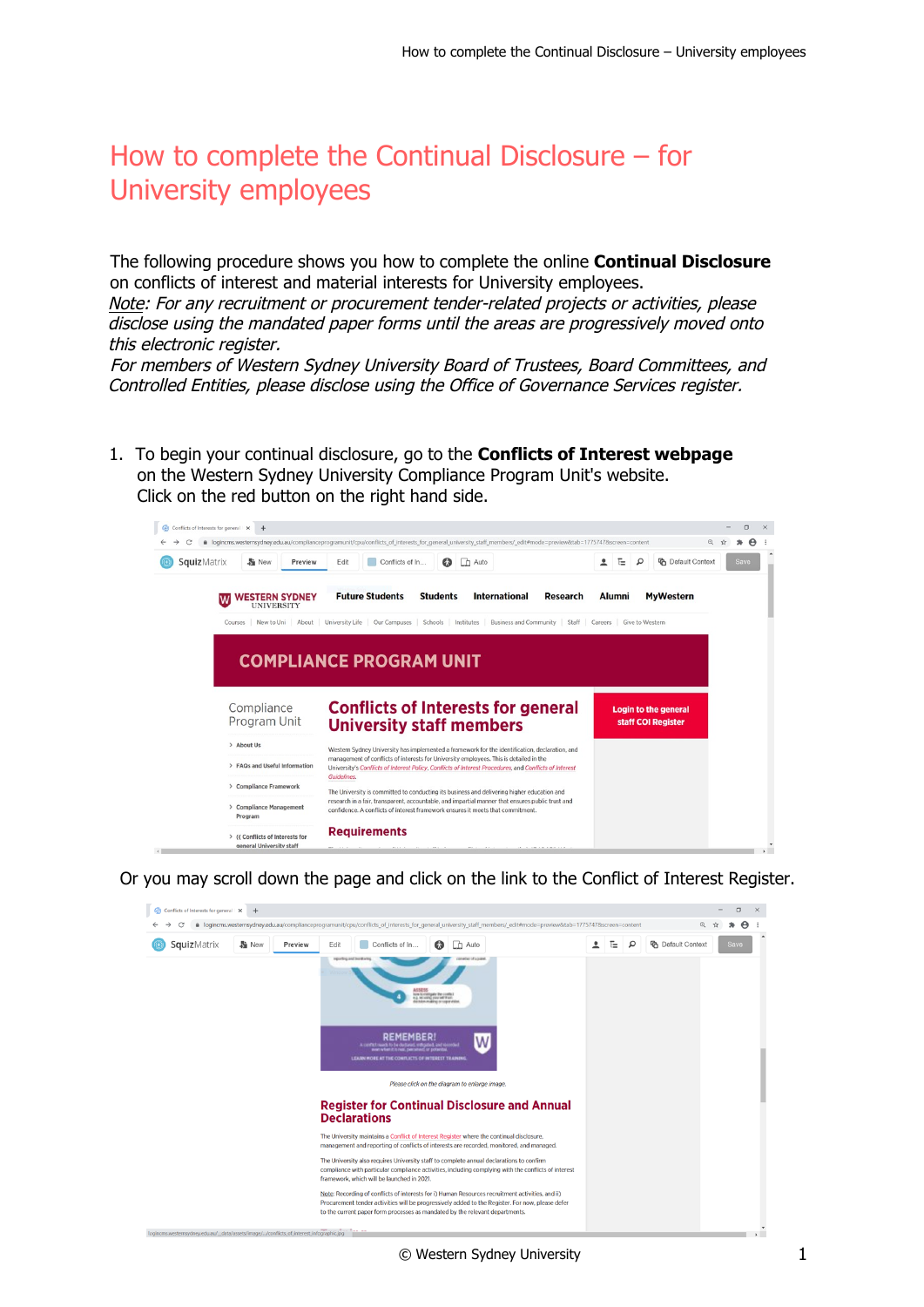# How to complete the Continual Disclosure – for University employees

The following procedure shows you how to complete the online **Continual Disclosure** on conflicts of interest and material interests for University employees.

*Note: For any recruitment or procurement tender-related projects or activities, please disclose using the mandated paper forms until the areas are progressively moved onto this electronic register.*

*For members of Western Sydney University Board of Trustees, Board Committees, and Controlled Entities, please disclose using the Office of Governance Services register.*

1. To begin your continual disclosure, go to the **Conflicts of Interest webpage** on the Western Sydney University Compliance Program Unit's website. Click on the red button on the right hand side.

Or you may scroll down the page and click on the link to the Conflict of Interest Register.

© Western Sydney University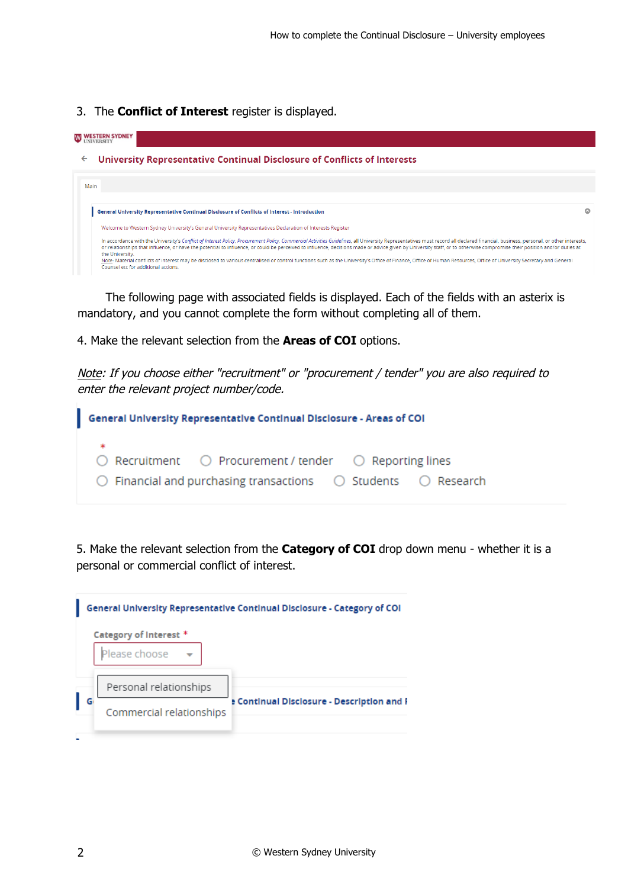3. The **Conflict of Interest** register is displayed.

The following page with associated fields is displayed. Each of the fields with an asterix is mandatory, and you cannot complete the form without completing all of them.

4. Make the relevant selection from the **Areas of COI** options.

*Note: If you choose either "recruitment" or "procurement / tender" you are also required to enter the relevant project number/code.*

5. Make the relevant selection from the **Category of COI** drop down menu - whether it is a personal or commercial conflict of interest.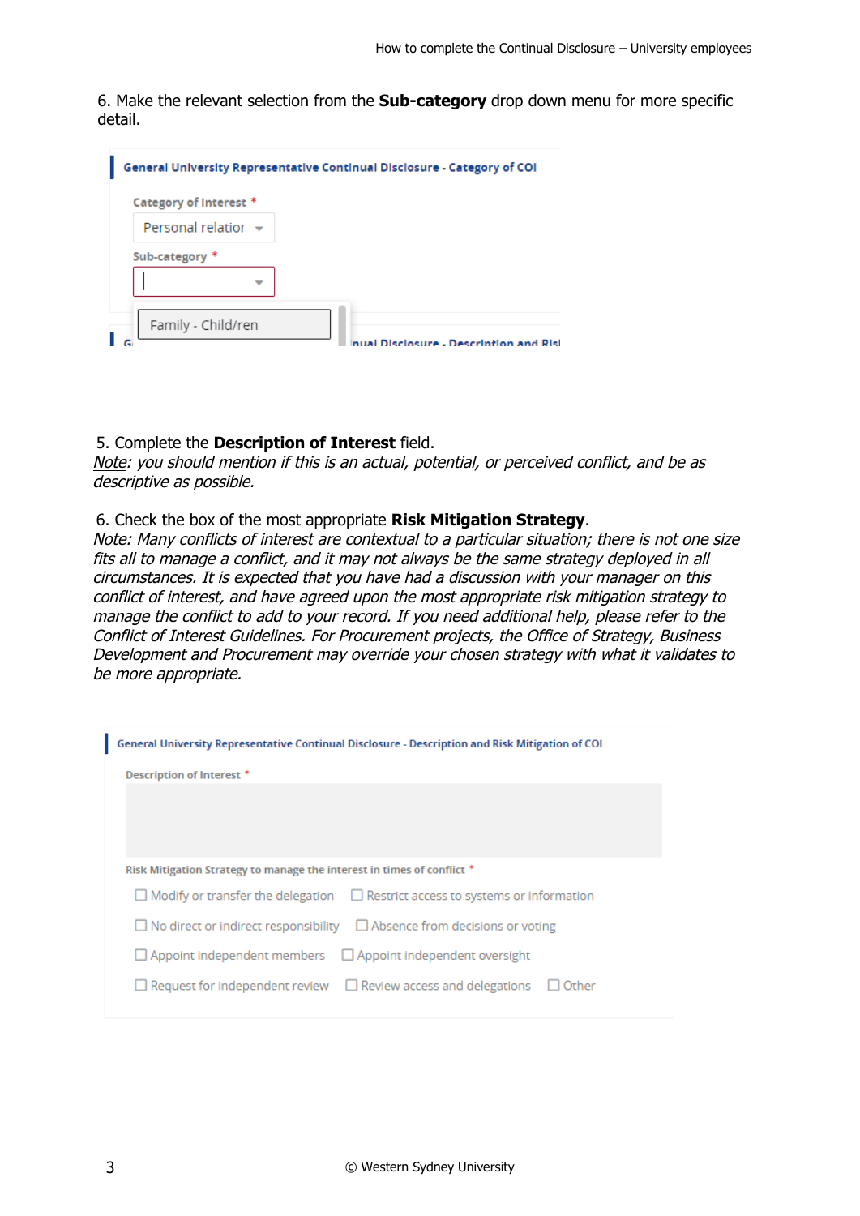6. Make the relevant selection from the **Sub-category** drop down menu for more specific detail.

General University Representative Continual Disclosure - Category of COI

Category of Interest *

Personal relatior

Sub-category *

Family - Child/ren

5. Complete the **Description of Interest** field.
*Note: you should mention if this is an actual, potential, or perceived conflict, and be as descriptive as possible.*

6. Check the box of the most appropriate **Risk Mitigation Strategy**.
*Note: Many conflicts of interest are contextual to a particular situation; there is not one size fits all to manage a conflict, and it may not always be the same strategy deployed in all circumstances. It is expected that you have had a discussion with your manager on this conflict of interest, and have agreed upon the most appropriate risk mitigation strategy to manage the conflict to add to your record. If you need additional help, please refer to the Conflict of Interest Guidelines. For Procurement projects, the Office of Strategy, Business Development and Procurement may override your chosen strategy with what it validates to be more appropriate.*

General University Representative Continual Disclosure - Description and Risk Mitigation of COI

Description of Interest *

Risk Mitigation Strategy to manage the interest in times of conflict *

- ☐ Modify or transfer the delegation
- ☐ Restrict access to systems or information
- ☐ No direct or indirect responsibility
- ☐ Absence from decisions or voting
- ☐ Appoint independent members
- ☐ Appoint independent oversight
- ☐ Request for independent review
- ☐ Review access and delegations
- ☐ Other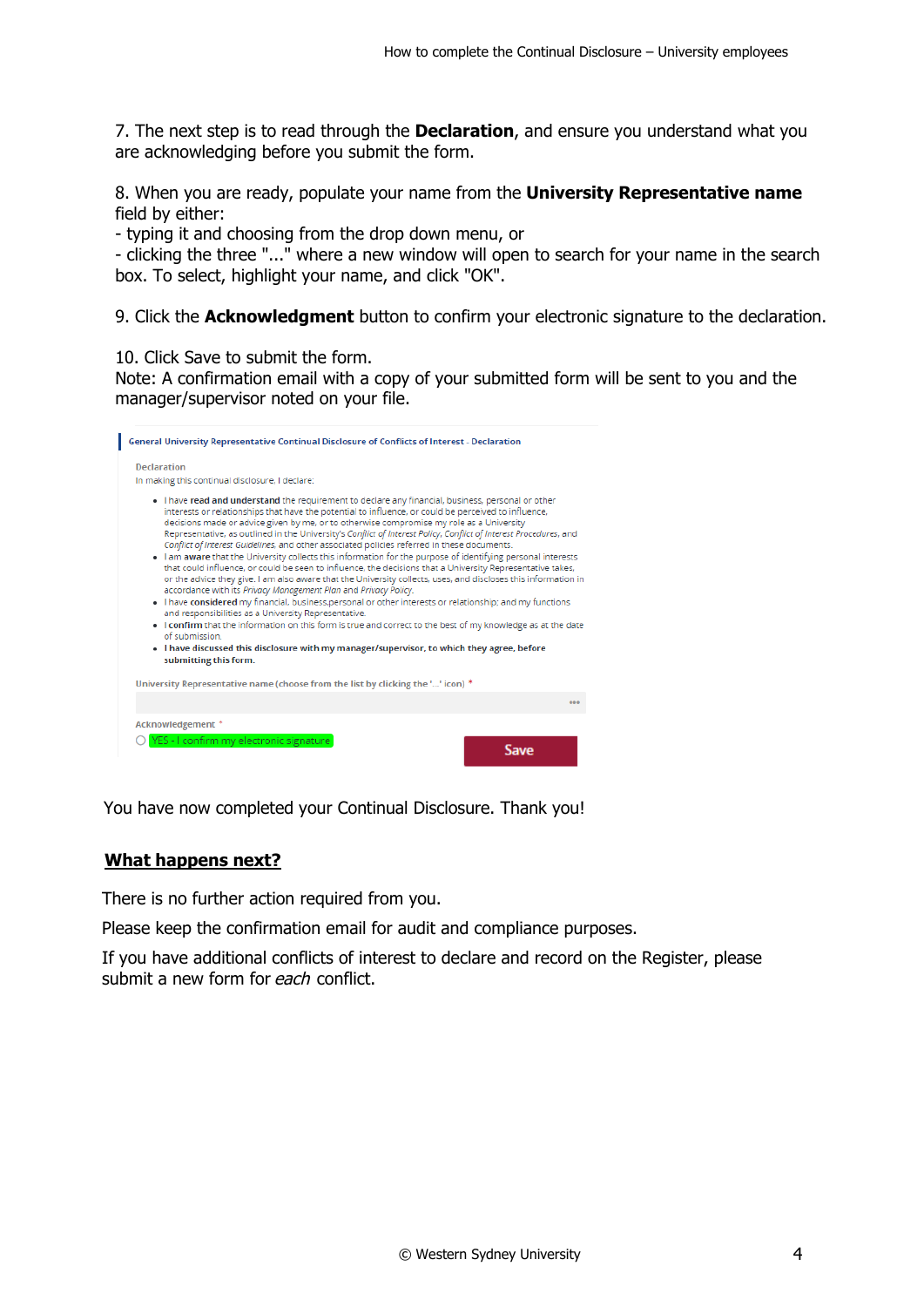7. The next step is to read through the **Declaration**, and ensure you understand what you are acknowledging before you submit the form.

8. When you are ready, populate your name from the **University Representative name** field by either:
- typing it and choosing from the drop down menu, or
- clicking the three "..." where a new window will open to search for your name in the search box. To select, highlight your name, and click "OK".

9. Click the **Acknowledgment** button to confirm your electronic signature to the declaration.

10. Click Save to submit the form.
Note: A confirmation email with a copy of your submitted form will be sent to you and the manager/supervisor noted on your file.

General University Representative Continual Disclosure of Conflicts of Interest - Declaration

Declaration

In making this continual disclosure, I declare:

- I have **read and understand** the requirement to declare any financial, business, personal or other interests or relationships that have the potential to influence, or could be perceived to influence, decisions made or advice given by me, or to otherwise compromise my role as a University Representative, as outlined in the University's *Conflict of Interest Policy*, *Conflict of Interest Procedures*, and *Conflict of Interest Guidelines*, and other associated policies referred in these documents.
- I am **aware** that the University collects this information for the purpose of identifying personal interests that could influence, or could be seen to influence, the decisions that a University Representative takes, or the advice they give. I am also aware that the University collects, uses, and discloses this information in accordance with its *Privacy Management Plan* and *Privacy Policy*.
- I have **considered** my financial, business,personal or other interests or relationship; and my functions and responsibilities as a University Representative.
- I **confirm** that the information on this form is true and correct to the best of my knowledge as at the date of submission.
- **I have discussed this disclosure with my manager/supervisor, to which they agree, before submitting this form.**

University Representative name (choose from the list by clicking the '...' icon) *

Acknowledgement *

YES - I confirm my electronic signature

Save

You have now completed your Continual Disclosure. Thank you!

## What happens next?

There is no further action required from you.

Please keep the confirmation email for audit and compliance purposes.

If you have additional conflicts of interest to declare and record on the Register, please submit a new form for *each* conflict.